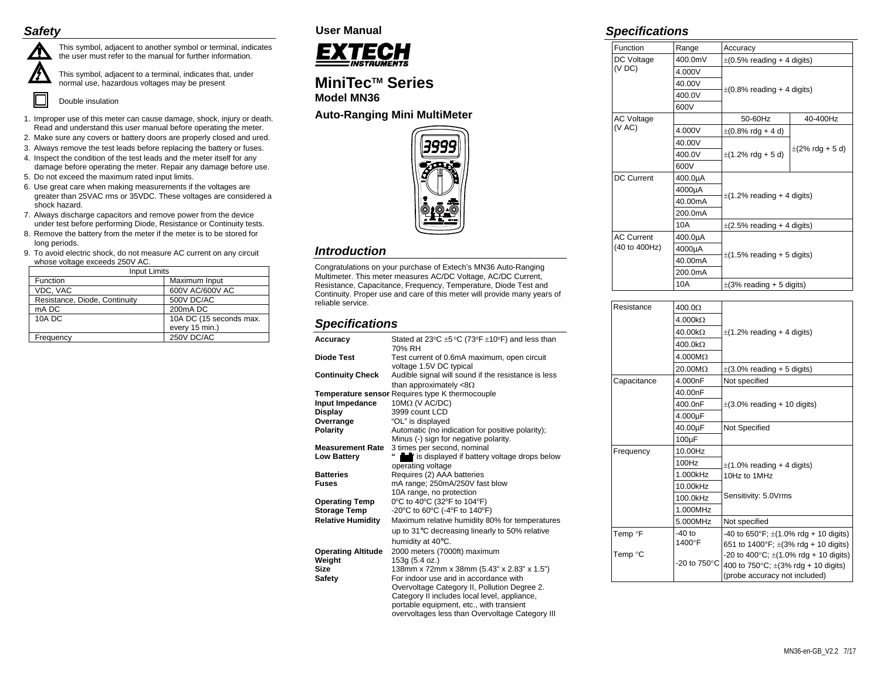## Safety

This symbol, adjacent to another symbol or terminal, indicates the user must refer to the manual for further information.

This symbol, adjacent to a terminal, indicates that, under normal use, hazardous voltages may be present

Double insulation

1. Improper use of this meter can cause damage, shock, injury or death. Read and understand this user manual before operating the meter.
2. Make sure any covers or battery doors are properly closed and ured.
3. Always remove the test leads before replacing the battery or fuses.
4. Inspect the condition of the test leads and the meter itself for any damage before operating the meter. Repair any damage before use.
5. Do not exceed the maximum rated input limits.
6. Use great care when making measurements if the voltages are greater than 25VAC rms or 35VDC. These voltages are considered a shock hazard.
7. Always discharge capacitors and remove power from the device under test before performing Diode, Resistance or Continuity tests.
8. Remove the battery from the meter if the meter is to be stored for long periods.
9. To avoid electric shock, do not measure AC current on any circuit whose voltage exceeds 250V AC.

| Input Limits | |
|---|---|
| Function | Maximum Input |
| VDC, VAC | 600V AC/600V AC |
| Resistance, Diode, Continuity | 500V DC/AC |
| mA DC | 200mA DC |
| 10A DC | 10A DC (15 seconds max. every 15 min.) |
| Frequency | 250V DC/AC |

User Manual

EXTECH INSTRUMENTS

# MiniTec™ Series
**Model MN36**

**Auto-Ranging Mini MultiMeter**

## Introduction

Congratulations on your purchase of Extech's MN36 Auto-Ranging Multimeter. This meter measures AC/DC Voltage, AC/DC Current, Resistance, Capacitance, Frequency, Temperature, Diode Test and Continuity. Proper use and care of this meter will provide many years of reliable service.

## Specifications

| | |
|---|---|
| **Accuracy** | Stated at 23ºC ±5 ºC (73ºF ±10ºF) and less than 70% RH |
| **Diode Test** | Test current of 0.6mA maximum, open circuit voltage 1.5V DC typical |
| **Continuity Check** | Audible signal will sound if the resistance is less than approximately <8Ω |
| **Temperature sensor** | Requires type K thermocouple |
| **Input Impedance** | 10MΩ (V AC/DC) |
| **Display** | 3999 count LCD |
| **Overrange** | "OL" is displayed |
| **Polarity** | Automatic (no indication for positive polarity); Minus (-) sign for negative polarity. |
| **Measurement Rate** | 3 times per second, nominal |
| **Low Battery** | " " is displayed if battery voltage drops below operating voltage |
| **Batteries** | Requires (2) AAA batteries |
| **Fuses** | mA range; 250mA/250V fast blow<br>10A range, no protection |
| **Operating Temp** | 0ºC to 40ºC (32ºF to 104ºF) |
| **Storage Temp** | -20ºC to 60ºC (-4ºF to 140ºF) |
| **Relative Humidity** | Maximum relative humidity 80% for temperatures up to 31℃ decreasing linearly to 50% relative humidity at 40℃. |
| **Operating Altitude** | 2000 meters (7000ft) maximum |
| **Weight** | 153g (5.4 oz.) |
| **Size** | 138mm x 72mm x 38mm (5.43" x 2.83" x 1.5") |
| **Safety** | For indoor use and in accordance with Overvoltage Category II, Pollution Degree 2. Category II includes local level, appliance, portable equipment, etc., with transient overvoltages less than Overvoltage Category III |

## Specifications

| Function | Range | Accuracy | |
|---|---|---|---|
| DC Voltage (V DC) | 400.0mV | ±(0.5% reading + 4 digits) | |
| | 4.000V | ±(0.8% reading + 4 digits) | |
| | 40.00V | | |
| | 400.0V | | |
| | 600V | | |
| AC Voltage (V AC) | | 50-60Hz | 40-400Hz |
| | 4.000V | ±(0.8% rdg + 4 d) | ±(2% rdg + 5 d) |
| | 40.00V | ±(1.2% rdg + 5 d) | |
| | 400.0V | | |
| | 600V | | |
| DC Current | 400.0µA | ±(1.2% reading + 4 digits) | |
| | 4000µA | | |
| | 40.00mA | | |
| | 200.0mA | | |
| | 10A | ±(2.5% reading + 4 digits) | |
| AC Current (40 to 400Hz) | 400.0µA | ±(1.5% reading + 5 digits) | |
| | 4000µA | | |
| | 40.00mA | | |
| | 200.0mA | | |
| | 10A | ±(3% reading + 5 digits) | |

| Function | Range | Accuracy |
|---|---|---|
| Resistance | 400.0Ω | ±(1.2% reading + 4 digits) |
| | 4.000kΩ | |
| | 40.00kΩ | |
| | 400.0kΩ | |
| | 4.000MΩ | |
| | 20.00MΩ | ±(3.0% reading + 5 digits) |
| Capacitance | 4.000nF | Not specified |
| | 40.00nF | ±(3.0% reading + 10 digits) |
| | 400.0nF | |
| | 4.000µF | |
| | 40.00µF | Not Specified |
| | 100µF | |
| Frequency | 10.00Hz | ±(1.0% reading + 4 digits)<br>10Hz to 1MHz<br><br>Sensitivity: 5.0Vrms |
| | 100Hz | |
| | 1.000kHz | |
| | 10.00kHz | |
| | 100.0kHz | |
| | 1.000MHz | |
| | 5.000MHz | Not specified |
| Temp °F | -40 to 1400°F | -40 to 650°F; ±(1.0% rdg + 10 digits)<br>651 to 1400°F; ±(3% rdg + 10 digits) |
| Temp °C | -20 to 750°C | -20 to 400°C; ±(1.0% rdg + 10 digits)<br>400 to 750°C; ±(3% rdg + 10 digits)<br>(probe accuracy not included) |

MN36-en-GB_V2.2 7/17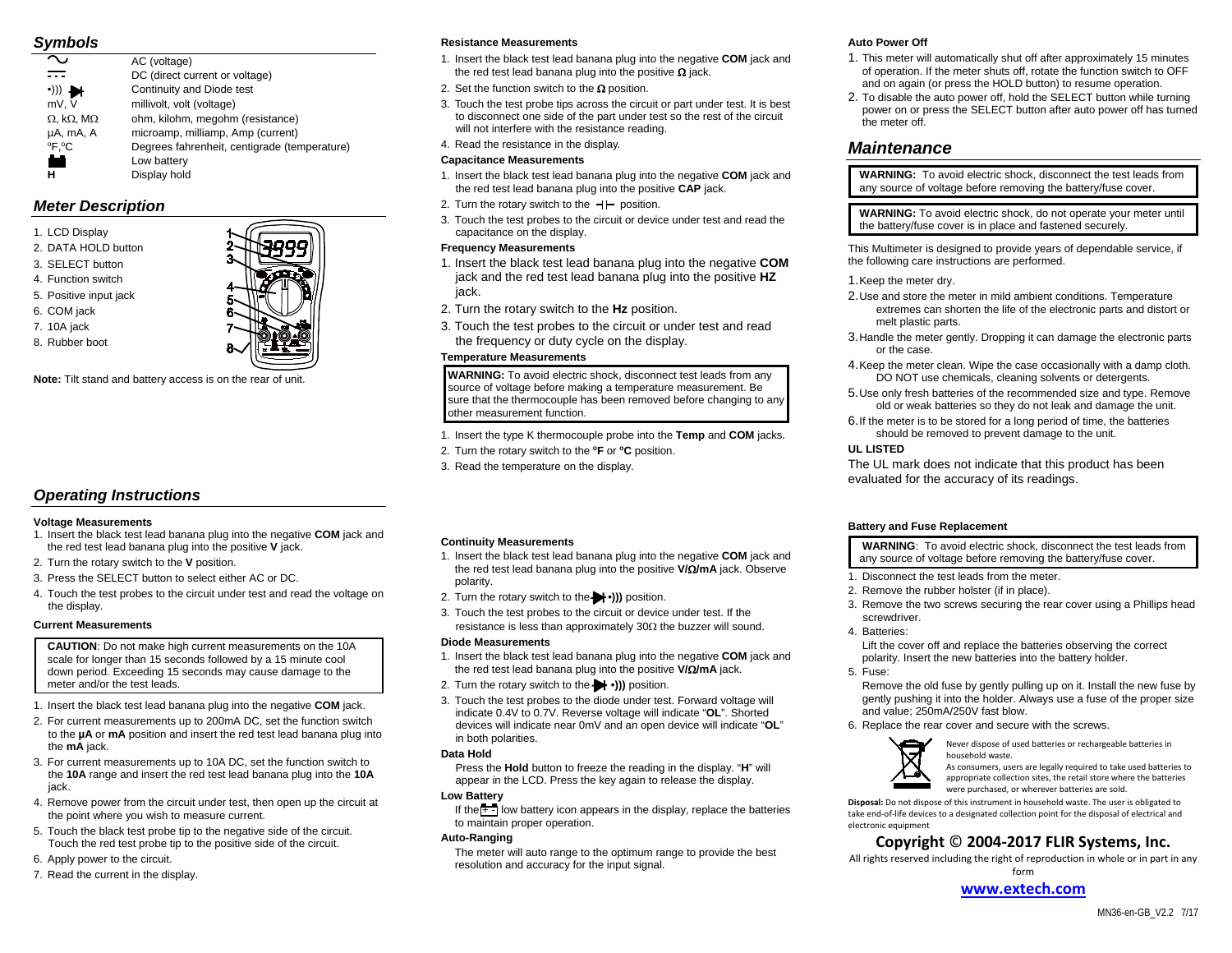## Symbols

| | |
|---|---|
| ~ | AC (voltage) |
| ⎓ | DC (direct current or voltage) |
| •))) ▶\| | Continuity and Diode test |
| mV, V | millivolt, volt (voltage) |
| Ω, kΩ, MΩ | ohm, kilohm, megohm (resistance) |
| µA, mA, A | microamp, milliamp, Amp (current) |
| ºF,ºC | Degrees fahrenheit, centigrade (temperature) |
| | Low battery |
| **H** | Display hold |

## Meter Description

1. LCD Display
2. DATA HOLD button
3. SELECT button
4. Function switch
5. Positive input jack
6. COM jack
7. 10A jack
8. Rubber boot

**Note:** Tilt stand and battery access is on the rear of unit.

## Operating Instructions

**Voltage Measurements**

1. Insert the black test lead banana plug into the negative **COM** jack and the red test lead banana plug into the positive **V** jack.
2. Turn the rotary switch to the **V** position.
3. Press the SELECT button to select either AC or DC.
4. Touch the test probes to the circuit under test and read the voltage on the display.

**Current Measurements**

**CAUTION**: Do not make high current measurements on the 10A scale for longer than 15 seconds followed by a 15 minute cool down period. Exceeding 15 seconds may cause damage to the meter and/or the test leads.

1. Insert the black test lead banana plug into the negative **COM** jack.
2. For current measurements up to 200mA DC, set the function switch to the **µA** or **mA** position and insert the red test lead banana plug into the **mA** jack.
3. For current measurements up to 10A DC, set the function switch to the **10A** range and insert the red test lead banana plug into the **10A** jack.
4. Remove power from the circuit under test, then open up the circuit at the point where you wish to measure current.
5. Touch the black test probe tip to the negative side of the circuit. Touch the red test probe tip to the positive side of the circuit.
6. Apply power to the circuit.
7. Read the current in the display.

**Resistance Measurements**

1. Insert the black test lead banana plug into the negative **COM** jack and the red test lead banana plug into the positive **Ω** jack.
2. Set the function switch to the **Ω** position.
3. Touch the test probe tips across the circuit or part under test. It is best to disconnect one side of the part under test so the rest of the circuit will not interfere with the resistance reading.
4. Read the resistance in the display.

**Capacitance Measurements**

1. Insert the black test lead banana plug into the negative **COM** jack and the red test lead banana plug into the positive **CAP** jack.
2. Turn the rotary switch to the ⊣⊢ position.
3. Touch the test probes to the circuit or device under test and read the capacitance on the display.

**Frequency Measurements**

1. Insert the black test lead banana plug into the negative **COM** jack and the red test lead banana plug into the positive **HZ** jack.
2. Turn the rotary switch to the **Hz** position.
3. Touch the test probes to the circuit or under test and read the frequency or duty cycle on the display.

**Temperature Measurements**

**WARNING:** To avoid electric shock, disconnect test leads from any source of voltage before making a temperature measurement. Be sure that the thermocouple has been removed before changing to any other measurement function.

1. Insert the type K thermocouple probe into the **Temp** and **COM** jacks.
2. Turn the rotary switch to the **ºF** or **ºC** position.
3. Read the temperature on the display.

**Continuity Measurements**

1. Insert the black test lead banana plug into the negative **COM** jack and the red test lead banana plug into the positive **V/Ω/mA** jack. Observe polarity.
2. Turn the rotary switch to the **▶| •)))** position.
3. Touch the test probes to the circuit or device under test. If the resistance is less than approximately 30Ω the buzzer will sound.

**Diode Measurements**

1. Insert the black test lead banana plug into the negative **COM** jack and the red test lead banana plug into the positive **V/Ω/mA** jack.
2. Turn the rotary switch to the **▶| •)))** position.
3. Touch the test probes to the diode under test. Forward voltage will indicate 0.4V to 0.7V. Reverse voltage will indicate "**OL**". Shorted devices will indicate near 0mV and an open device will indicate "**OL**" in both polarities.

**Data Hold**

Press the **Hold** button to freeze the reading in the display. "**H**" will appear in the LCD. Press the key again to release the display.

**Low Battery**

If the low battery icon appears in the display, replace the batteries to maintain proper operation.

**Auto-Ranging**

The meter will auto range to the optimum range to provide the best resolution and accuracy for the input signal.

**Auto Power Off**

1. This meter will automatically shut off after approximately 15 minutes of operation. If the meter shuts off, rotate the function switch to OFF and on again (or press the HOLD button) to resume operation.
2. To disable the auto power off, hold the SELECT button while turning power on or press the SELECT button after auto power off has turned the meter off.

## Maintenance

**WARNING:** To avoid electric shock, disconnect the test leads from any source of voltage before removing the battery/fuse cover.

**WARNING:** To avoid electric shock, do not operate your meter until the battery/fuse cover is in place and fastened securely.

This Multimeter is designed to provide years of dependable service, if the following care instructions are performed.

1. Keep the meter dry.
2. Use and store the meter in mild ambient conditions. Temperature extremes can shorten the life of the electronic parts and distort or melt plastic parts.
3. Handle the meter gently. Dropping it can damage the electronic parts or the case.
4. Keep the meter clean. Wipe the case occasionally with a damp cloth. DO NOT use chemicals, cleaning solvents or detergents.
5. Use only fresh batteries of the recommended size and type. Remove old or weak batteries so they do not leak and damage the unit.
6. If the meter is to be stored for a long period of time, the batteries should be removed to prevent damage to the unit.

**UL LISTED**

The UL mark does not indicate that this product has been evaluated for the accuracy of its readings.

**Battery and Fuse Replacement**

**WARNING**: To avoid electric shock, disconnect the test leads from any source of voltage before removing the battery/fuse cover.

1. Disconnect the test leads from the meter.
2. Remove the rubber holster (if in place).
3. Remove the two screws securing the rear cover using a Phillips head screwdriver.
4. Batteries:
   Lift the cover off and replace the batteries observing the correct polarity. Insert the new batteries into the battery holder.
5. Fuse:
   Remove the old fuse by gently pulling up on it. Install the new fuse by gently pushing it into the holder. Always use a fuse of the proper size and value; 250mA/250V fast blow.
6. Replace the rear cover and secure with the screws.

Never dispose of used batteries or rechargeable batteries in household waste.

As consumers, users are legally required to take used batteries to appropriate collection sites, the retail store where the batteries were purchased, or wherever batteries are sold.

**Disposal:** Do not dispose of this instrument in household waste. The user is obligated to take end-of-life devices to a designated collection point for the disposal of electrical and electronic equipment

**Copyright © 2004-2017 FLIR Systems, Inc.**

All rights reserved including the right of reproduction in whole or in part in any form

**www.extech.com**

MN36-en-GB_V2.2 7/17